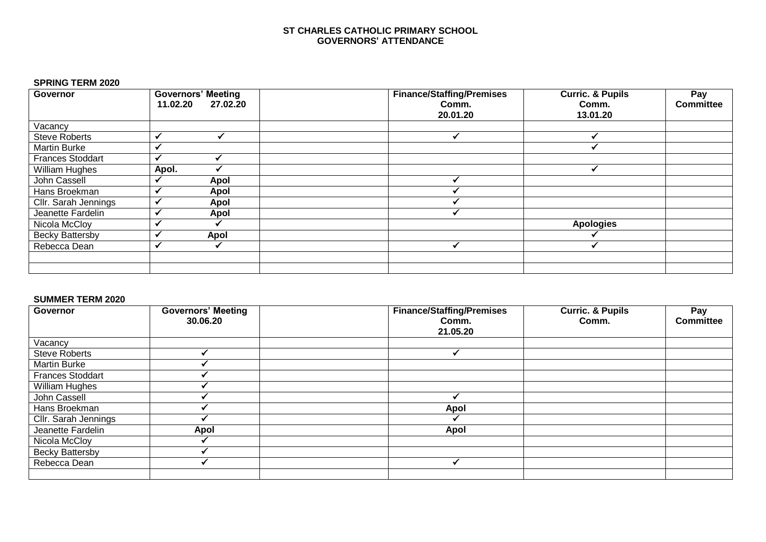**ST CHARLES CATHOLIC PRIMARY SCHOOL**
**GOVERNORS' ATTENDANCE**

**SPRING TERM 2020**

| Governor | Governors' Meeting 11.02.20 | Governors' Meeting 27.02.20 | | Finance/Staffing/Premises Comm. 20.01.20 | Curric. & Pupils Comm. 13.01.20 | Pay Committee |
|---|---|---|---|---|---|---|
| Vacancy | | | | | | |
| Steve Roberts | ✓ | ✓ | | ✓ | ✓ | |
| Martin Burke | ✓ | | | | ✓ | |
| Frances Stoddart | ✓ | ✓ | | | | |
| William Hughes | Apol. | ✓ | | | ✓ | |
| John Cassell | ✓ | Apol | | ✓ | | |
| Hans Broekman | ✓ | Apol | | ✓ | | |
| Cllr. Sarah Jennings | ✓ | Apol | | ✓ | | |
| Jeanette Fardelin | ✓ | Apol | | ✓ | | |
| Nicola McCloy | ✓ | ✓ | | | Apologies | |
| Becky Battersby | ✓ | Apol | | | ✓ | |
| Rebecca Dean | ✓ | ✓ | | ✓ | ✓ | |
| | | | | | | |
| | | | | | | |

**SUMMER TERM 2020**

| Governor | Governors' Meeting 30.06.20 | | Finance/Staffing/Premises Comm. 21.05.20 | Curric. & Pupils Comm. | Pay Committee |
|---|---|---|---|---|---|
| Vacancy | | | | | |
| Steve Roberts | ✓ | | ✓ | | |
| Martin Burke | ✓ | | | | |
| Frances Stoddart | ✓ | | | | |
| William Hughes | ✓ | | | | |
| John Cassell | ✓ | | ✓ | | |
| Hans Broekman | ✓ | | Apol | | |
| Cllr. Sarah Jennings | ✓ | | ✓ | | |
| Jeanette Fardelin | Apol | | Apol | | |
| Nicola McCloy | ✓ | | | | |
| Becky Battersby | ✓ | | | | |
| Rebecca Dean | ✓ | | ✓ | | |
| | | | | | |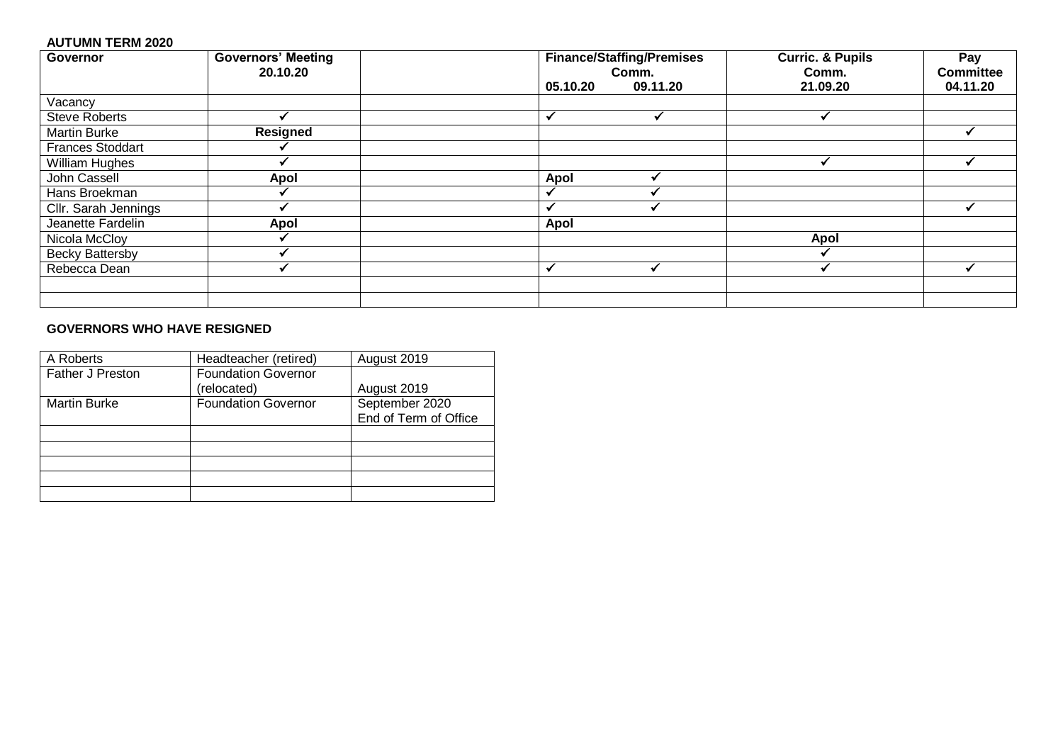**AUTUMN TERM 2020**

| Governor | Governors' Meeting 20.10.20 | | Finance/Staffing/Premises Comm. 05.10.20 | Finance/Staffing/Premises Comm. 09.11.20 | Curric. & Pupils Comm. 21.09.20 | Pay Committee 04.11.20 |
|---|---|---|---|---|---|---|
| Vacancy | | | | | | |
| Steve Roberts | ✓ | | ✓ | ✓ | ✓ | |
| Martin Burke | **Resigned** | | | | | ✓ |
| Frances Stoddart | ✓ | | | | | |
| William Hughes | ✓ | | | | ✓ | ✓ |
| John Cassell | **Apol** | | **Apol** | ✓ | | |
| Hans Broekman | ✓ | | ✓ | ✓ | | |
| Cllr. Sarah Jennings | ✓ | | ✓ | ✓ | | ✓ |
| Jeanette Fardelin | **Apol** | | **Apol** | | | |
| Nicola McCloy | ✓ | | | | **Apol** | |
| Becky Battersby | ✓ | | | | ✓ | |
| Rebecca Dean | ✓ | | ✓ | ✓ | ✓ | ✓ |
| | | | | | | |
| | | | | | | |

**GOVERNORS WHO HAVE RESIGNED**

| | | |
|---|---|---|
| A Roberts | Headteacher (retired) | August 2019 |
| Father J Preston | Foundation Governor (relocated) | August 2019 |
| Martin Burke | Foundation Governor | September 2020 End of Term of Office |
| | | |
| | | |
| | | |
| | | |
| | | |